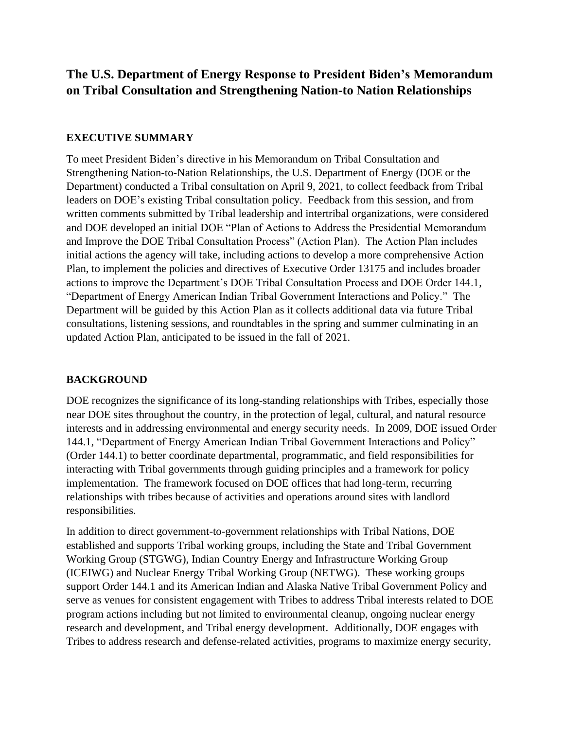# The U.S. Department of Energy Response to President Biden's Memorandum on Tribal Consultation and Strengthening Nation-to Nation Relationships

## EXECUTIVE SUMMARY

To meet President Biden's directive in his Memorandum on Tribal Consultation and Strengthening Nation-to-Nation Relationships, the U.S. Department of Energy (DOE or the Department) conducted a Tribal consultation on April 9, 2021, to collect feedback from Tribal leaders on DOE's existing Tribal consultation policy. Feedback from this session, and from written comments submitted by Tribal leadership and intertribal organizations, were considered and DOE developed an initial DOE "Plan of Actions to Address the Presidential Memorandum and Improve the DOE Tribal Consultation Process" (Action Plan). The Action Plan includes initial actions the agency will take, including actions to develop a more comprehensive Action Plan, to implement the policies and directives of Executive Order 13175 and includes broader actions to improve the Department's DOE Tribal Consultation Process and DOE Order 144.1, "Department of Energy American Indian Tribal Government Interactions and Policy." The Department will be guided by this Action Plan as it collects additional data via future Tribal consultations, listening sessions, and roundtables in the spring and summer culminating in an updated Action Plan, anticipated to be issued in the fall of 2021.

## BACKGROUND

DOE recognizes the significance of its long-standing relationships with Tribes, especially those near DOE sites throughout the country, in the protection of legal, cultural, and natural resource interests and in addressing environmental and energy security needs. In 2009, DOE issued Order 144.1, "Department of Energy American Indian Tribal Government Interactions and Policy" (Order 144.1) to better coordinate departmental, programmatic, and field responsibilities for interacting with Tribal governments through guiding principles and a framework for policy implementation. The framework focused on DOE offices that had long-term, recurring relationships with tribes because of activities and operations around sites with landlord responsibilities.

In addition to direct government-to-government relationships with Tribal Nations, DOE established and supports Tribal working groups, including the State and Tribal Government Working Group (STGWG), Indian Country Energy and Infrastructure Working Group (ICEIWG) and Nuclear Energy Tribal Working Group (NETWG). These working groups support Order 144.1 and its American Indian and Alaska Native Tribal Government Policy and serve as venues for consistent engagement with Tribes to address Tribal interests related to DOE program actions including but not limited to environmental cleanup, ongoing nuclear energy research and development, and Tribal energy development. Additionally, DOE engages with Tribes to address research and defense-related activities, programs to maximize energy security,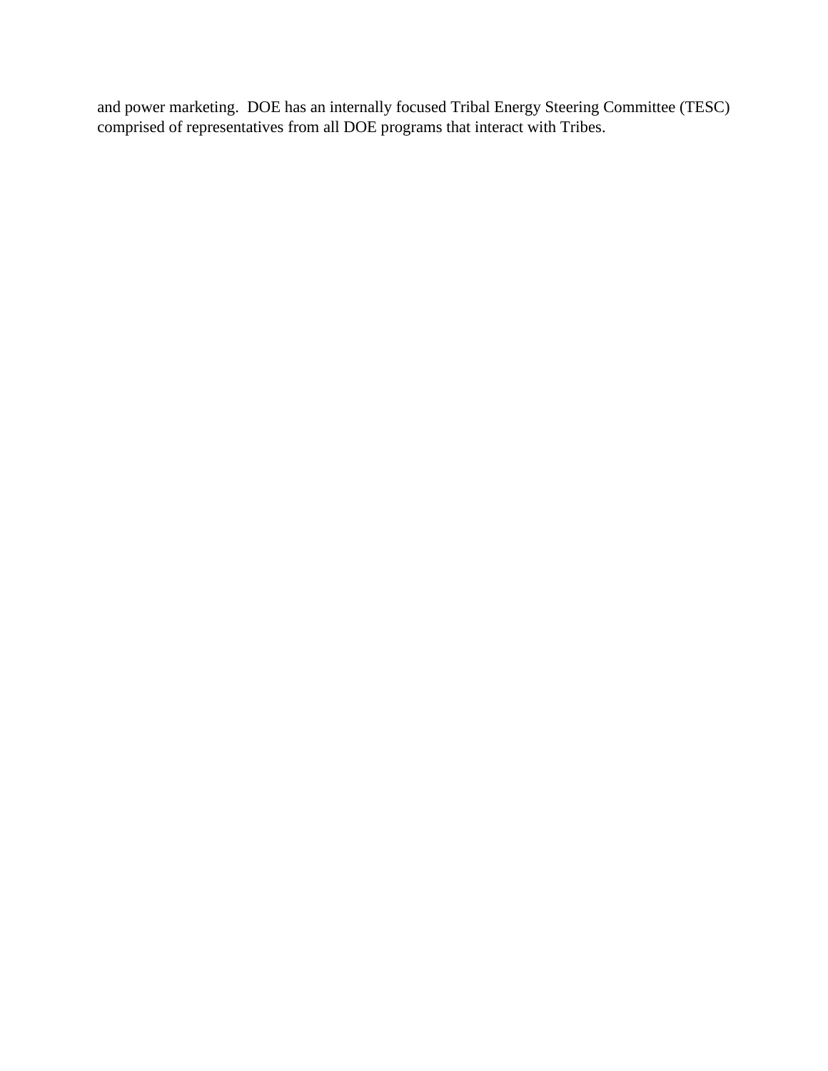and power marketing.  DOE has an internally focused Tribal Energy Steering Committee (TESC) comprised of representatives from all DOE programs that interact with Tribes.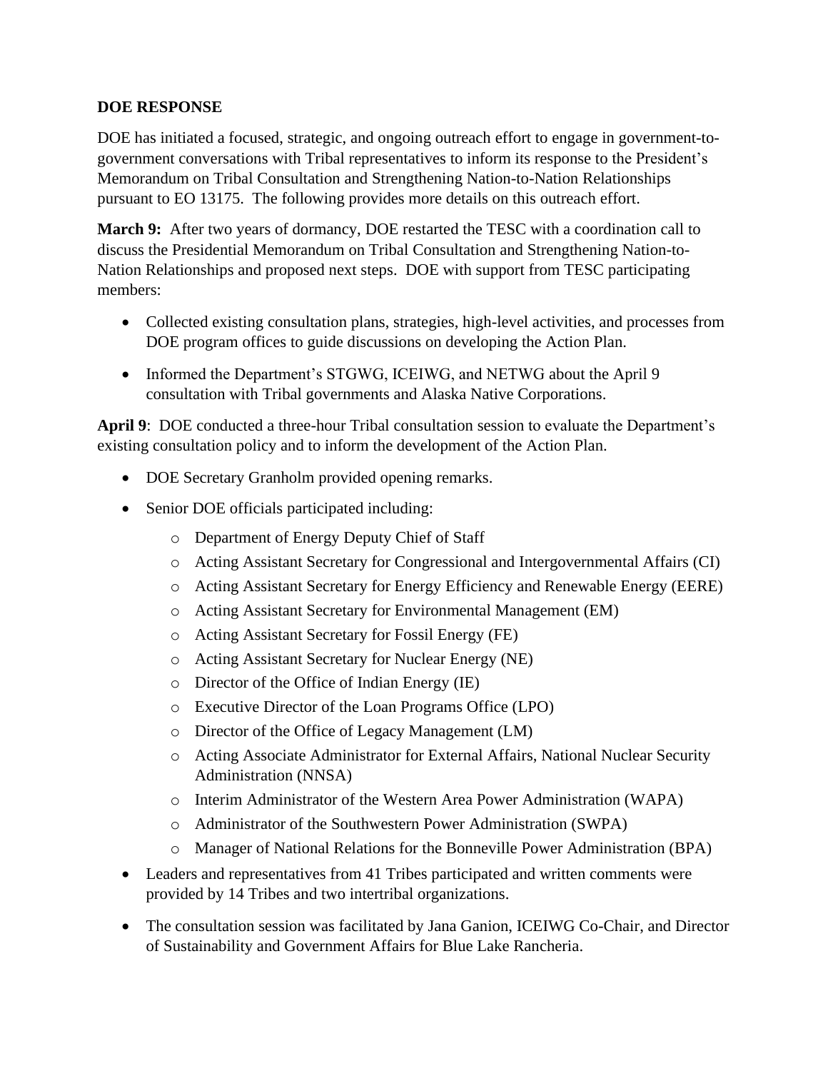**DOE RESPONSE**

DOE has initiated a focused, strategic, and ongoing outreach effort to engage in government-to-government conversations with Tribal representatives to inform its response to the President's Memorandum on Tribal Consultation and Strengthening Nation-to-Nation Relationships pursuant to EO 13175. The following provides more details on this outreach effort.

**March 9:** After two years of dormancy, DOE restarted the TESC with a coordination call to discuss the Presidential Memorandum on Tribal Consultation and Strengthening Nation-to-Nation Relationships and proposed next steps. DOE with support from TESC participating members:

- Collected existing consultation plans, strategies, high-level activities, and processes from DOE program offices to guide discussions on developing the Action Plan.
- Informed the Department's STGWG, ICEIWG, and NETWG about the April 9 consultation with Tribal governments and Alaska Native Corporations.

**April 9**: DOE conducted a three-hour Tribal consultation session to evaluate the Department's existing consultation policy and to inform the development of the Action Plan.

- DOE Secretary Granholm provided opening remarks.
- Senior DOE officials participated including:
  - Department of Energy Deputy Chief of Staff
  - Acting Assistant Secretary for Congressional and Intergovernmental Affairs (CI)
  - Acting Assistant Secretary for Energy Efficiency and Renewable Energy (EERE)
  - Acting Assistant Secretary for Environmental Management (EM)
  - Acting Assistant Secretary for Fossil Energy (FE)
  - Acting Assistant Secretary for Nuclear Energy (NE)
  - Director of the Office of Indian Energy (IE)
  - Executive Director of the Loan Programs Office (LPO)
  - Director of the Office of Legacy Management (LM)
  - Acting Associate Administrator for External Affairs, National Nuclear Security Administration (NNSA)
  - Interim Administrator of the Western Area Power Administration (WAPA)
  - Administrator of the Southwestern Power Administration (SWPA)
  - Manager of National Relations for the Bonneville Power Administration (BPA)
- Leaders and representatives from 41 Tribes participated and written comments were provided by 14 Tribes and two intertribal organizations.
- The consultation session was facilitated by Jana Ganion, ICEIWG Co-Chair, and Director of Sustainability and Government Affairs for Blue Lake Rancheria.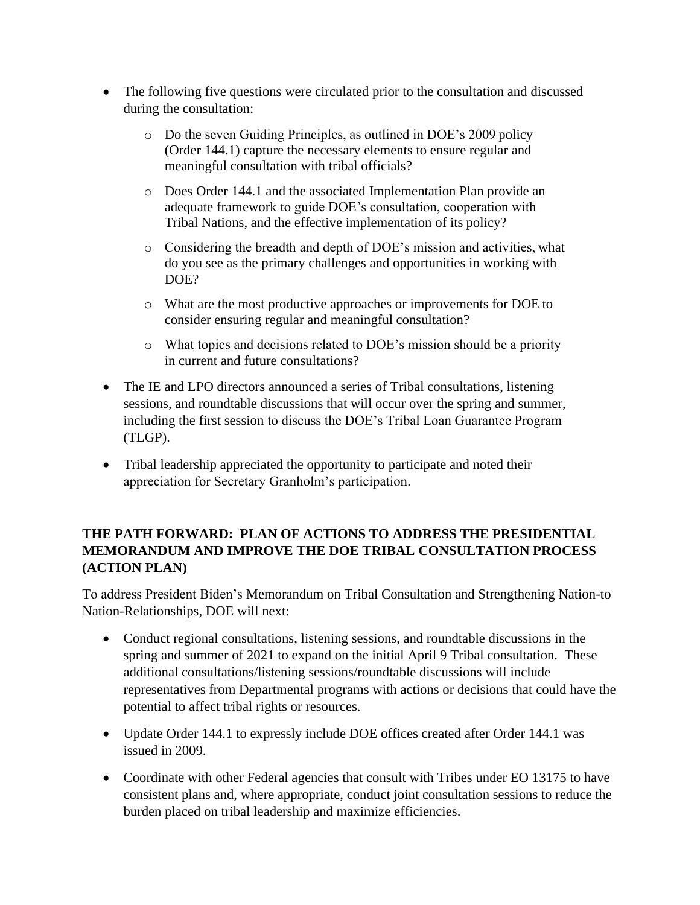- The following five questions were circulated prior to the consultation and discussed during the consultation:
  - Do the seven Guiding Principles, as outlined in DOE's 2009 policy (Order 144.1) capture the necessary elements to ensure regular and meaningful consultation with tribal officials?
  - Does Order 144.1 and the associated Implementation Plan provide an adequate framework to guide DOE's consultation, cooperation with Tribal Nations, and the effective implementation of its policy?
  - Considering the breadth and depth of DOE's mission and activities, what do you see as the primary challenges and opportunities in working with DOE?
  - What are the most productive approaches or improvements for DOE to consider ensuring regular and meaningful consultation?
  - What topics and decisions related to DOE's mission should be a priority in current and future consultations?
- The IE and LPO directors announced a series of Tribal consultations, listening sessions, and roundtable discussions that will occur over the spring and summer, including the first session to discuss the DOE's Tribal Loan Guarantee Program (TLGP).
- Tribal leadership appreciated the opportunity to participate and noted their appreciation for Secretary Granholm's participation.

**THE PATH FORWARD: PLAN OF ACTIONS TO ADDRESS THE PRESIDENTIAL MEMORANDUM AND IMPROVE THE DOE TRIBAL CONSULTATION PROCESS (ACTION PLAN)**

To address President Biden's Memorandum on Tribal Consultation and Strengthening Nation-to Nation-Relationships, DOE will next:

- Conduct regional consultations, listening sessions, and roundtable discussions in the spring and summer of 2021 to expand on the initial April 9 Tribal consultation. These additional consultations/listening sessions/roundtable discussions will include representatives from Departmental programs with actions or decisions that could have the potential to affect tribal rights or resources.
- Update Order 144.1 to expressly include DOE offices created after Order 144.1 was issued in 2009.
- Coordinate with other Federal agencies that consult with Tribes under EO 13175 to have consistent plans and, where appropriate, conduct joint consultation sessions to reduce the burden placed on tribal leadership and maximize efficiencies.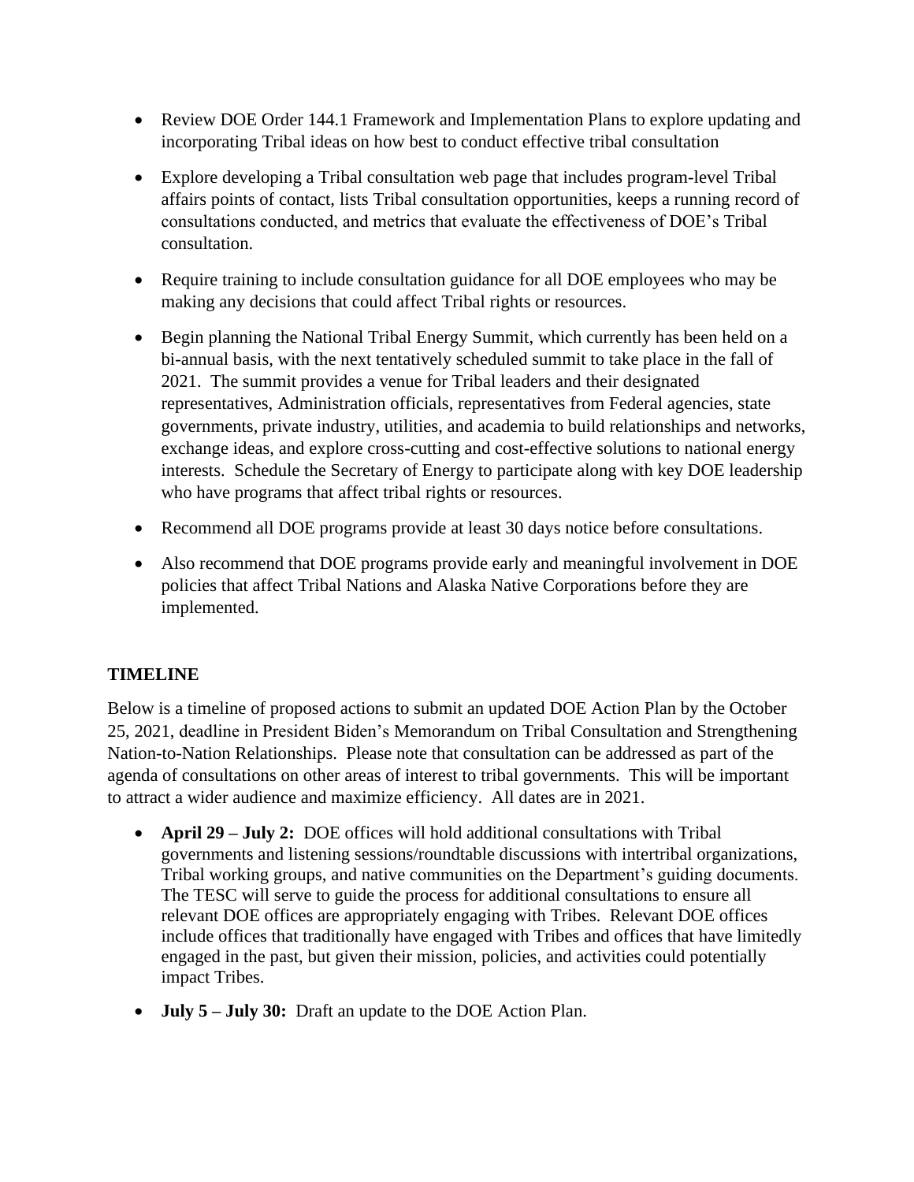- Review DOE Order 144.1 Framework and Implementation Plans to explore updating and incorporating Tribal ideas on how best to conduct effective tribal consultation
- Explore developing a Tribal consultation web page that includes program-level Tribal affairs points of contact, lists Tribal consultation opportunities, keeps a running record of consultations conducted, and metrics that evaluate the effectiveness of DOE's Tribal consultation.
- Require training to include consultation guidance for all DOE employees who may be making any decisions that could affect Tribal rights or resources.
- Begin planning the National Tribal Energy Summit, which currently has been held on a bi-annual basis, with the next tentatively scheduled summit to take place in the fall of 2021. The summit provides a venue for Tribal leaders and their designated representatives, Administration officials, representatives from Federal agencies, state governments, private industry, utilities, and academia to build relationships and networks, exchange ideas, and explore cross-cutting and cost-effective solutions to national energy interests. Schedule the Secretary of Energy to participate along with key DOE leadership who have programs that affect tribal rights or resources.
- Recommend all DOE programs provide at least 30 days notice before consultations.
- Also recommend that DOE programs provide early and meaningful involvement in DOE policies that affect Tribal Nations and Alaska Native Corporations before they are implemented.

## TIMELINE

Below is a timeline of proposed actions to submit an updated DOE Action Plan by the October 25, 2021, deadline in President Biden's Memorandum on Tribal Consultation and Strengthening Nation-to-Nation Relationships. Please note that consultation can be addressed as part of the agenda of consultations on other areas of interest to tribal governments. This will be important to attract a wider audience and maximize efficiency. All dates are in 2021.

- **April 29 – July 2:** DOE offices will hold additional consultations with Tribal governments and listening sessions/roundtable discussions with intertribal organizations, Tribal working groups, and native communities on the Department's guiding documents. The TESC will serve to guide the process for additional consultations to ensure all relevant DOE offices are appropriately engaging with Tribes. Relevant DOE offices include offices that traditionally have engaged with Tribes and offices that have limitedly engaged in the past, but given their mission, policies, and activities could potentially impact Tribes.
- **July 5 – July 30:** Draft an update to the DOE Action Plan.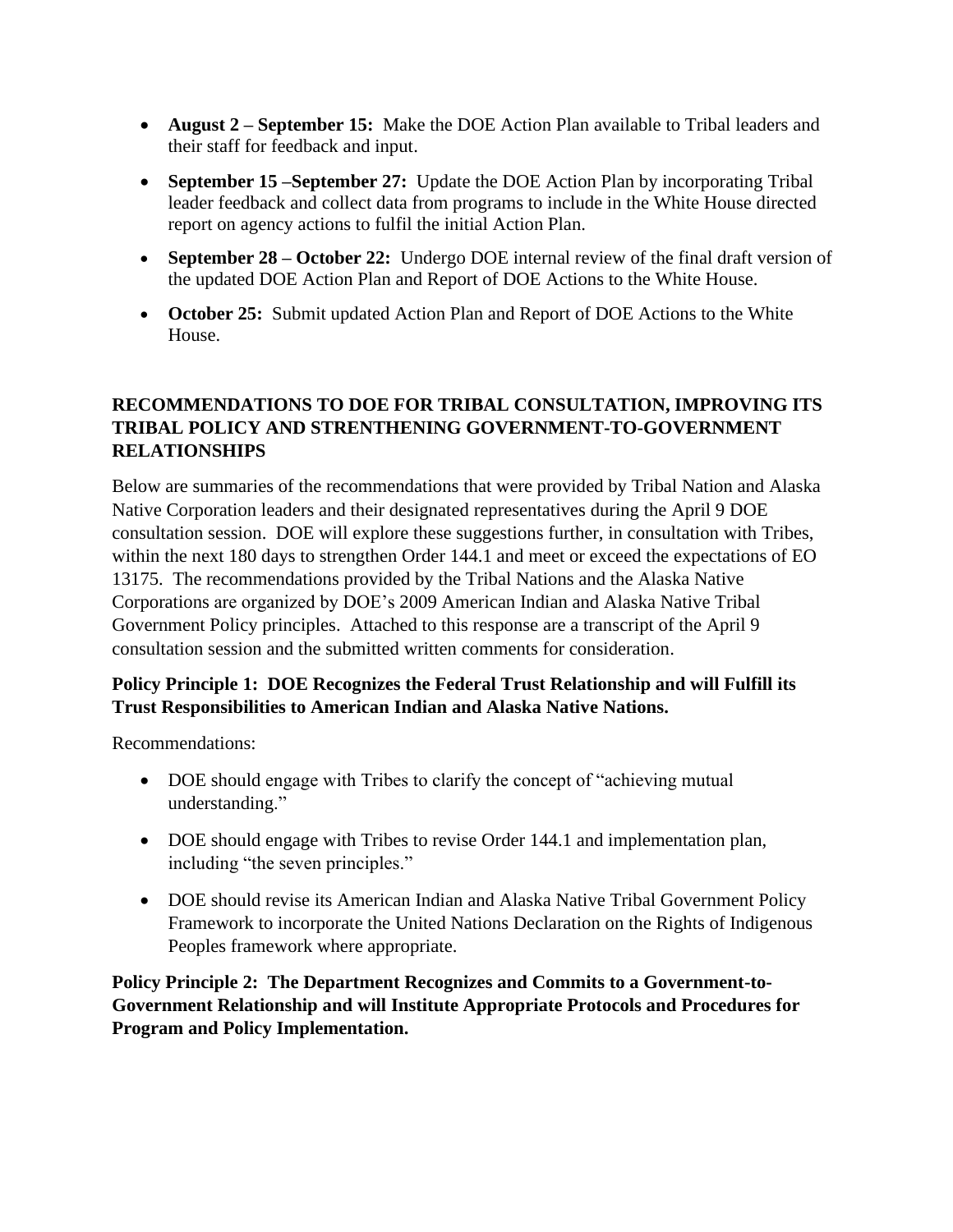- **August 2 – September 15:** Make the DOE Action Plan available to Tribal leaders and their staff for feedback and input.
- **September 15 –September 27:** Update the DOE Action Plan by incorporating Tribal leader feedback and collect data from programs to include in the White House directed report on agency actions to fulfil the initial Action Plan.
- **September 28 – October 22:** Undergo DOE internal review of the final draft version of the updated DOE Action Plan and Report of DOE Actions to the White House.
- **October 25:** Submit updated Action Plan and Report of DOE Actions to the White House.

## RECOMMENDATIONS TO DOE FOR TRIBAL CONSULTATION, IMPROVING ITS TRIBAL POLICY AND STRENTHENING GOVERNMENT-TO-GOVERNMENT RELATIONSHIPS

Below are summaries of the recommendations that were provided by Tribal Nation and Alaska Native Corporation leaders and their designated representatives during the April 9 DOE consultation session. DOE will explore these suggestions further, in consultation with Tribes, within the next 180 days to strengthen Order 144.1 and meet or exceed the expectations of EO 13175. The recommendations provided by the Tribal Nations and the Alaska Native Corporations are organized by DOE's 2009 American Indian and Alaska Native Tribal Government Policy principles. Attached to this response are a transcript of the April 9 consultation session and the submitted written comments for consideration.

### Policy Principle 1: DOE Recognizes the Federal Trust Relationship and will Fulfill its Trust Responsibilities to American Indian and Alaska Native Nations.

Recommendations:

- DOE should engage with Tribes to clarify the concept of "achieving mutual understanding."
- DOE should engage with Tribes to revise Order 144.1 and implementation plan, including "the seven principles."
- DOE should revise its American Indian and Alaska Native Tribal Government Policy Framework to incorporate the United Nations Declaration on the Rights of Indigenous Peoples framework where appropriate.

### Policy Principle 2: The Department Recognizes and Commits to a Government-to-Government Relationship and will Institute Appropriate Protocols and Procedures for Program and Policy Implementation.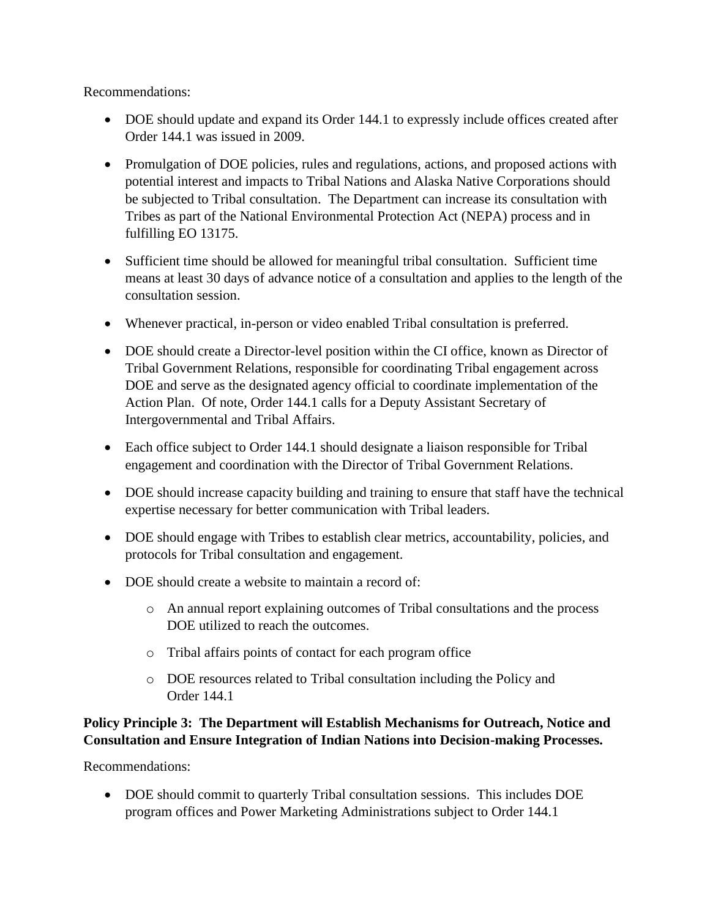Recommendations:

- DOE should update and expand its Order 144.1 to expressly include offices created after Order 144.1 was issued in 2009.
- Promulgation of DOE policies, rules and regulations, actions, and proposed actions with potential interest and impacts to Tribal Nations and Alaska Native Corporations should be subjected to Tribal consultation. The Department can increase its consultation with Tribes as part of the National Environmental Protection Act (NEPA) process and in fulfilling EO 13175.
- Sufficient time should be allowed for meaningful tribal consultation. Sufficient time means at least 30 days of advance notice of a consultation and applies to the length of the consultation session.
- Whenever practical, in-person or video enabled Tribal consultation is preferred.
- DOE should create a Director-level position within the CI office, known as Director of Tribal Government Relations, responsible for coordinating Tribal engagement across DOE and serve as the designated agency official to coordinate implementation of the Action Plan. Of note, Order 144.1 calls for a Deputy Assistant Secretary of Intergovernmental and Tribal Affairs.
- Each office subject to Order 144.1 should designate a liaison responsible for Tribal engagement and coordination with the Director of Tribal Government Relations.
- DOE should increase capacity building and training to ensure that staff have the technical expertise necessary for better communication with Tribal leaders.
- DOE should engage with Tribes to establish clear metrics, accountability, policies, and protocols for Tribal consultation and engagement.
- DOE should create a website to maintain a record of:
    - An annual report explaining outcomes of Tribal consultations and the process DOE utilized to reach the outcomes.
    - Tribal affairs points of contact for each program office
    - DOE resources related to Tribal consultation including the Policy and Order 144.1

**Policy Principle 3: The Department will Establish Mechanisms for Outreach, Notice and Consultation and Ensure Integration of Indian Nations into Decision-making Processes.**

Recommendations:

- DOE should commit to quarterly Tribal consultation sessions. This includes DOE program offices and Power Marketing Administrations subject to Order 144.1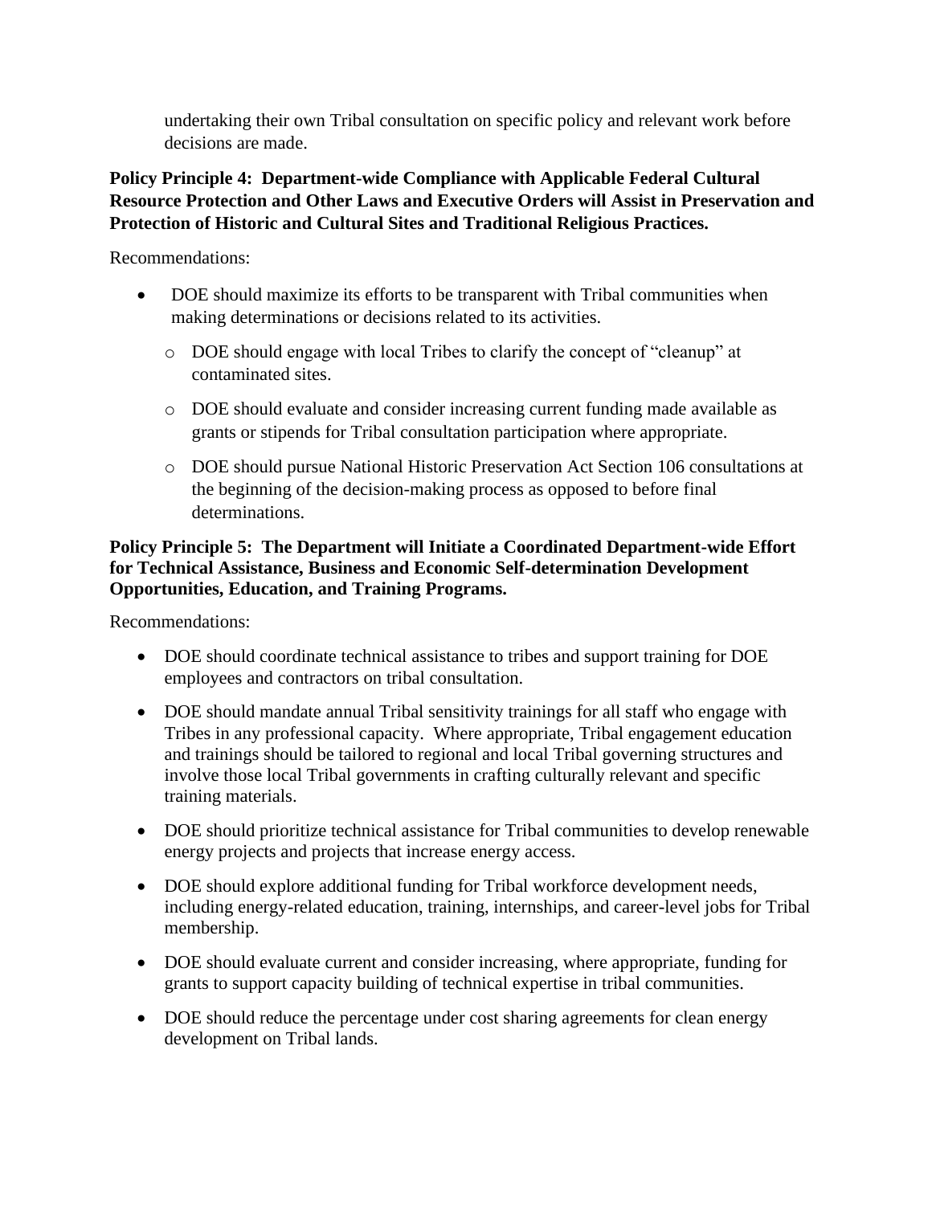undertaking their own Tribal consultation on specific policy and relevant work before decisions are made.

**Policy Principle 4: Department-wide Compliance with Applicable Federal Cultural Resource Protection and Other Laws and Executive Orders will Assist in Preservation and Protection of Historic and Cultural Sites and Traditional Religious Practices.**

Recommendations:

- DOE should maximize its efforts to be transparent with Tribal communities when making determinations or decisions related to its activities.
  - DOE should engage with local Tribes to clarify the concept of "cleanup" at contaminated sites.
  - DOE should evaluate and consider increasing current funding made available as grants or stipends for Tribal consultation participation where appropriate.
  - DOE should pursue National Historic Preservation Act Section 106 consultations at the beginning of the decision-making process as opposed to before final determinations.

**Policy Principle 5: The Department will Initiate a Coordinated Department-wide Effort for Technical Assistance, Business and Economic Self-determination Development Opportunities, Education, and Training Programs.**

Recommendations:

- DOE should coordinate technical assistance to tribes and support training for DOE employees and contractors on tribal consultation.
- DOE should mandate annual Tribal sensitivity trainings for all staff who engage with Tribes in any professional capacity. Where appropriate, Tribal engagement education and trainings should be tailored to regional and local Tribal governing structures and involve those local Tribal governments in crafting culturally relevant and specific training materials.
- DOE should prioritize technical assistance for Tribal communities to develop renewable energy projects and projects that increase energy access.
- DOE should explore additional funding for Tribal workforce development needs, including energy-related education, training, internships, and career-level jobs for Tribal membership.
- DOE should evaluate current and consider increasing, where appropriate, funding for grants to support capacity building of technical expertise in tribal communities.
- DOE should reduce the percentage under cost sharing agreements for clean energy development on Tribal lands.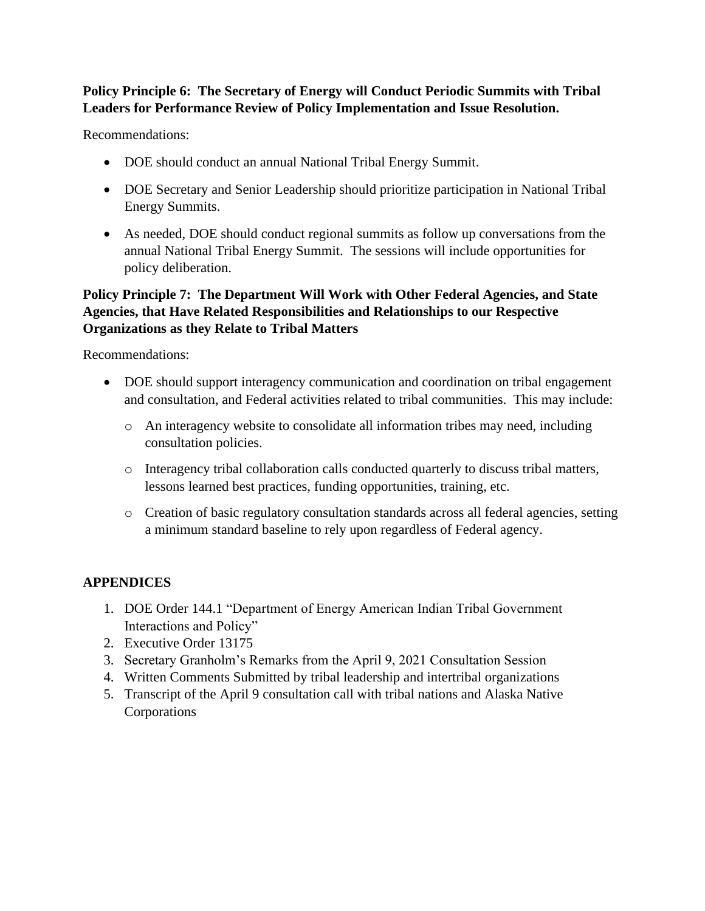**Policy Principle 6: The Secretary of Energy will Conduct Periodic Summits with Tribal Leaders for Performance Review of Policy Implementation and Issue Resolution.**

Recommendations:

- DOE should conduct an annual National Tribal Energy Summit.
- DOE Secretary and Senior Leadership should prioritize participation in National Tribal Energy Summits.
- As needed, DOE should conduct regional summits as follow up conversations from the annual National Tribal Energy Summit. The sessions will include opportunities for policy deliberation.

**Policy Principle 7: The Department Will Work with Other Federal Agencies, and State Agencies, that Have Related Responsibilities and Relationships to our Respective Organizations as they Relate to Tribal Matters**

Recommendations:

- DOE should support interagency communication and coordination on tribal engagement and consultation, and Federal activities related to tribal communities. This may include:
  - An interagency website to consolidate all information tribes may need, including consultation policies.
  - Interagency tribal collaboration calls conducted quarterly to discuss tribal matters, lessons learned best practices, funding opportunities, training, etc.
  - Creation of basic regulatory consultation standards across all federal agencies, setting a minimum standard baseline to rely upon regardless of Federal agency.

## APPENDICES

1. DOE Order 144.1 "Department of Energy American Indian Tribal Government Interactions and Policy"
2. Executive Order 13175
3. Secretary Granholm's Remarks from the April 9, 2021 Consultation Session
4. Written Comments Submitted by tribal leadership and intertribal organizations
5. Transcript of the April 9 consultation call with tribal nations and Alaska Native Corporations